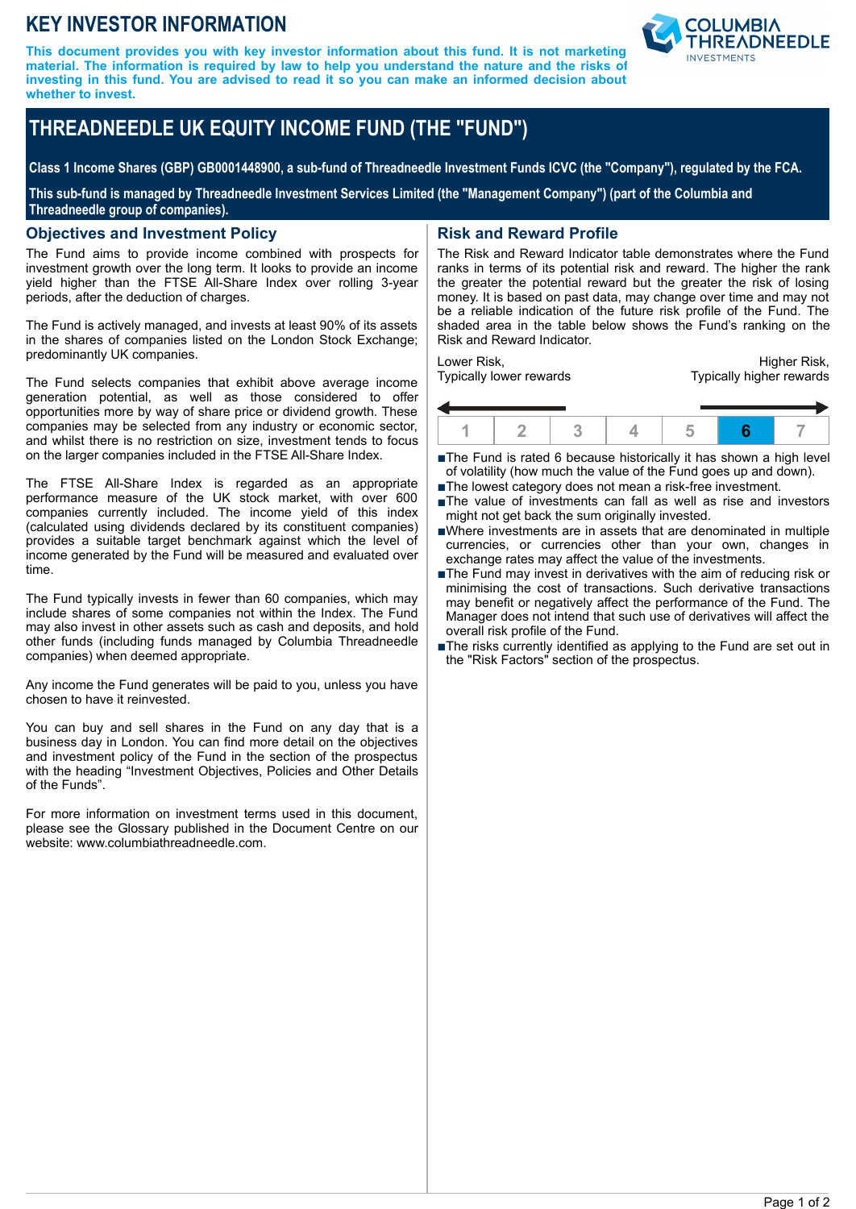# KEY INVESTOR INFORMATION

**This document provides you with key investor information about this fund. It is not marketing material. The information is required by law to help you understand the nature and the risks of investing in this fund. You are advised to read it so you can make an informed decision about whether to invest.**

## THREADNEEDLE UK EQUITY INCOME FUND (THE "FUND")

**Class 1 Income Shares (GBP) GB0001448900, a sub-fund of Threadneedle Investment Funds ICVC (the "Company"), regulated by the FCA.**

**This sub-fund is managed by Threadneedle Investment Services Limited (the "Management Company") (part of the Columbia and Threadneedle group of companies).**

### Objectives and Investment Policy

The Fund aims to provide income combined with prospects for investment growth over the long term. It looks to provide an income yield higher than the FTSE All-Share Index over rolling 3-year periods, after the deduction of charges.

The Fund is actively managed, and invests at least 90% of its assets in the shares of companies listed on the London Stock Exchange; predominantly UK companies.

The Fund selects companies that exhibit above average income generation potential, as well as those considered to offer opportunities more by way of share price or dividend growth. These companies may be selected from any industry or economic sector, and whilst there is no restriction on size, investment tends to focus on the larger companies included in the FTSE All-Share Index.

The FTSE All-Share Index is regarded as an appropriate performance measure of the UK stock market, with over 600 companies currently included. The income yield of this index (calculated using dividends declared by its constituent companies) provides a suitable target benchmark against which the level of income generated by the Fund will be measured and evaluated over time.

The Fund typically invests in fewer than 60 companies, which may include shares of some companies not within the Index. The Fund may also invest in other assets such as cash and deposits, and hold other funds (including funds managed by Columbia Threadneedle companies) when deemed appropriate.

Any income the Fund generates will be paid to you, unless you have chosen to have it reinvested.

You can buy and sell shares in the Fund on any day that is a business day in London. You can find more detail on the objectives and investment policy of the Fund in the section of the prospectus with the heading "Investment Objectives, Policies and Other Details of the Funds".

For more information on investment terms used in this document, please see the Glossary published in the Document Centre on our website: www.columbiathreadneedle.com.

### Risk and Reward Profile

The Risk and Reward Indicator table demonstrates where the Fund ranks in terms of its potential risk and reward. The higher the rank the greater the potential reward but the greater the risk of losing money. It is based on past data, may change over time and may not be a reliable indication of the future risk profile of the Fund. The shaded area in the table below shows the Fund's ranking on the Risk and Reward Indicator.

Lower Risk, Typically lower rewards — Higher Risk, Typically higher rewards

| 1 | 2 | 3 | 4 | 5 | **6** | 7 |
|---|---|---|---|---|---|---|

- The Fund is rated 6 because historically it has shown a high level of volatility (how much the value of the Fund goes up and down).
- The lowest category does not mean a risk-free investment.
- The value of investments can fall as well as rise and investors might not get back the sum originally invested.
- Where investments are in assets that are denominated in multiple currencies, or currencies other than your own, changes in exchange rates may affect the value of the investments.
- The Fund may invest in derivatives with the aim of reducing risk or minimising the cost of transactions. Such derivative transactions may benefit or negatively affect the performance of the Fund. The Manager does not intend that such use of derivatives will affect the overall risk profile of the Fund.
- The risks currently identified as applying to the Fund are set out in the "Risk Factors" section of the prospectus.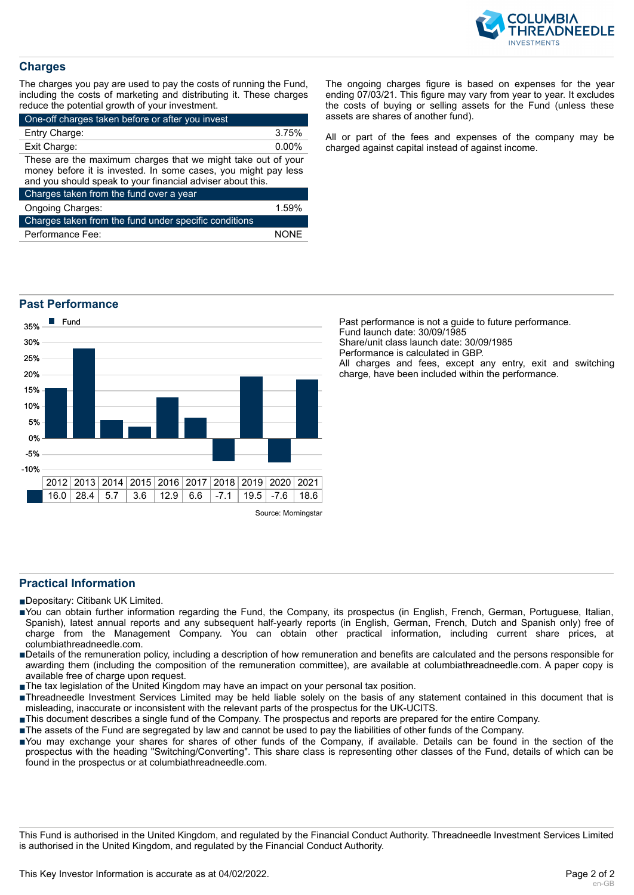## Charges

The charges you pay are used to pay the costs of running the Fund, including the costs of marketing and distributing it. These charges reduce the potential growth of your investment.

| One-off charges taken before or after you invest | |
|---|---|
| Entry Charge: | 3.75% |
| Exit Charge: | 0.00% |
| These are the maximum charges that we might take out of your money before it is invested. In some cases, you might pay less and you should speak to your financial adviser about this. | |
| **Charges taken from the fund over a year** | |
| Ongoing Charges: | 1.59% |
| **Charges taken from the fund under specific conditions** | |
| Performance Fee: | NONE |

The ongoing charges figure is based on expenses for the year ending 07/03/21. This figure may vary from year to year. It excludes the costs of buying or selling assets for the Fund (unless these assets are shares of another fund).

All or part of the fees and expenses of the company may be charged against capital instead of against income.

## Past Performance

Fund

35%
30%
25%
20%
15%
10%
5%
0%
-5%
-10%

2012 2013 2014 2015 2016 2017 2018 2019 2020 2021

16.0 28.4 5.7 3.6 12.9 6.6 -7.1 19.5 -7.6 18.6

Source: Morningstar

Past performance is not a guide to future performance.
Fund launch date: 30/09/1985
Share/unit class launch date: 30/09/1985
Performance is calculated in GBP.
All charges and fees, except any entry, exit and switching charge, have been included within the performance.

## Practical Information

- Depositary: Citibank UK Limited.
- You can obtain further information regarding the Fund, the Company, its prospectus (in English, French, German, Portuguese, Italian, Spanish), latest annual reports and any subsequent half-yearly reports (in English, German, French, Dutch and Spanish only) free of charge from the Management Company. You can obtain other practical information, including current share prices, at columbiathreadneedle.com.
- Details of the remuneration policy, including a description of how remuneration and benefits are calculated and the persons responsible for awarding them (including the composition of the remuneration committee), are available at columbiathreadneedle.com. A paper copy is available free of charge upon request.
- The tax legislation of the United Kingdom may have an impact on your personal tax position.
- Threadneedle Investment Services Limited may be held liable solely on the basis of any statement contained in this document that is misleading, inaccurate or inconsistent with the relevant parts of the prospectus for the UK-UCITS.
- This document describes a single fund of the Company. The prospectus and reports are prepared for the entire Company.
- The assets of the Fund are segregated by law and cannot be used to pay the liabilities of other funds of the Company.
- You may exchange your shares for shares of other funds of the Company, if available. Details can be found in the section of the prospectus with the heading "Switching/Converting". This share class is representing other classes of the Fund, details of which can be found in the prospectus or at columbiathreadneedle.com.

This Fund is authorised in the United Kingdom, and regulated by the Financial Conduct Authority. Threadneedle Investment Services Limited is authorised in the United Kingdom, and regulated by the Financial Conduct Authority.

This Key Investor Information is accurate as at 04/02/2022.